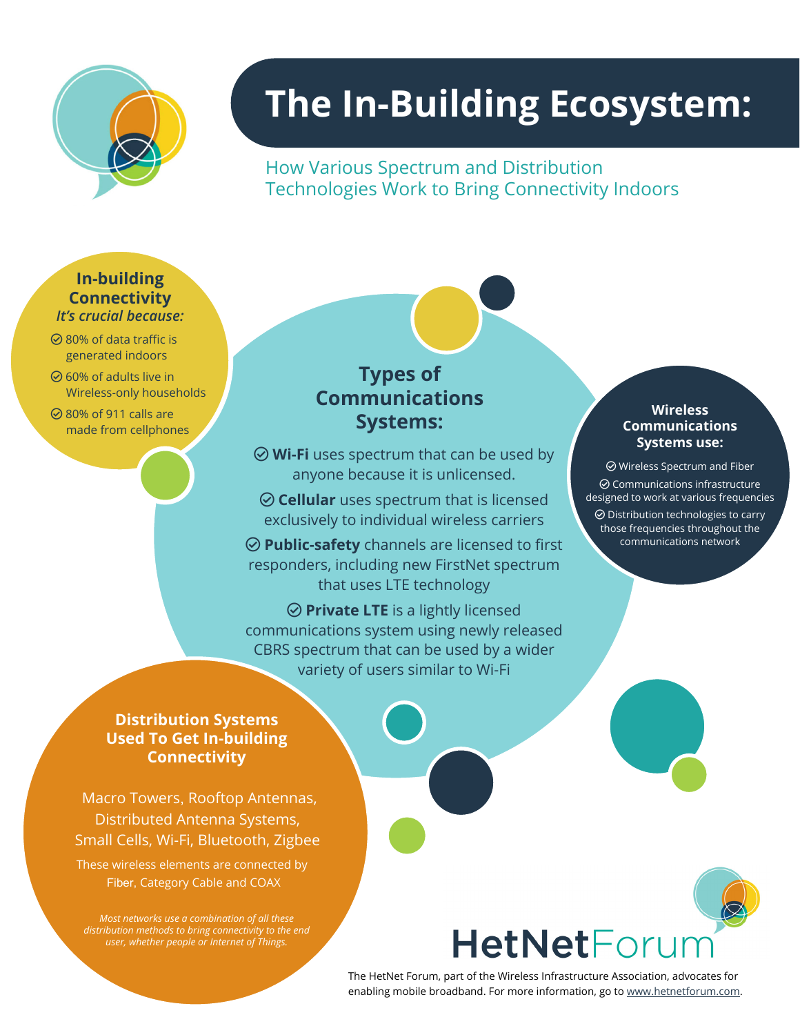# The In-Building Ecosystem:

## How Various Spectrum and Distribution Technologies Work to Bring Connectivity Indoors

### In-building Connectivity

*It's crucial because:*

- 80% of data traffic is generated indoors
- 60% of adults live in Wireless-only households
- 80% of 911 calls are made from cellphones

### Types of Communications Systems:

- **Wi-Fi** uses spectrum that can be used by anyone because it is unlicensed.
- **Cellular** uses spectrum that is licensed exclusively to individual wireless carriers
- **Public-safety** channels are licensed to first responders, including new FirstNet spectrum that uses LTE technology
- **Private LTE** is a lightly licensed communications system using newly released CBRS spectrum that can be used by a wider variety of users similar to Wi-Fi

### Wireless Communications Systems use:

- Wireless Spectrum and Fiber
- Communications infrastructure designed to work at various frequencies
- Distribution technologies to carry those frequencies throughout the communications network

### Distribution Systems Used To Get In-building Connectivity

Macro Towers, Rooftop Antennas, Distributed Antenna Systems, Small Cells, Wi-Fi, Bluetooth, Zigbee

These wireless elements are connected by Fiber, Category Cable and COAX

*Most networks use a combination of all these distribution methods to bring connectivity to the end user, whether people or Internet of Things.*

HetNetForum

The HetNet Forum, part of the Wireless Infrastructure Association, advocates for enabling mobile broadband. For more information, go to www.hetnetforum.com.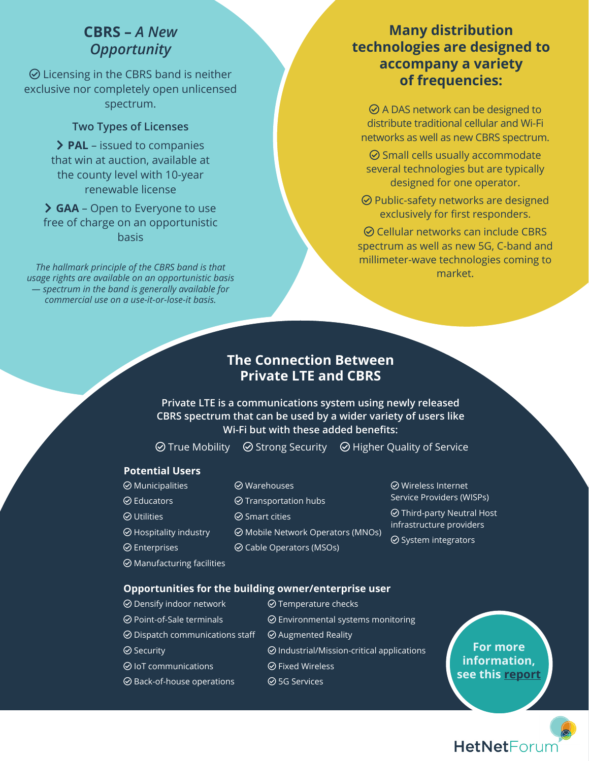## CBRS – *A New Opportunity*

- Licensing in the CBRS band is neither exclusive nor completely open unlicensed spectrum.

### Two Types of Licenses

- **PAL** – issued to companies that win at auction, available at the county level with 10-year renewable license
- **GAA** – Open to Everyone to use free of charge on an opportunistic basis

*The hallmark principle of the CBRS band is that usage rights are available on an opportunistic basis — spectrum in the band is generally available for commercial use on a use-it-or-lose-it basis.*

## Many distribution technologies are designed to accompany a variety of frequencies:

- A DAS network can be designed to distribute traditional cellular and Wi-Fi networks as well as new CBRS spectrum.
- Small cells usually accommodate several technologies but are typically designed for one operator.
- Public-safety networks are designed exclusively for first responders.
- Cellular networks can include CBRS spectrum as well as new 5G, C-band and millimeter-wave technologies coming to market.

## The Connection Between Private LTE and CBRS

**Private LTE is a communications system using newly released CBRS spectrum that can be used by a wider variety of users like Wi-Fi but with these added benefits:**

- True Mobility
- Strong Security
- Higher Quality of Service

### Potential Users

- Municipalities
- Educators
- Utilities
- Hospitality industry
- Enterprises
- Manufacturing facilities
- Warehouses
- Transportation hubs
- Smart cities
- Mobile Network Operators (MNOs)
- Cable Operators (MSOs)
- Wireless Internet Service Providers (WISPs)
- Third-party Neutral Host infrastructure providers
- System integrators

### Opportunities for the building owner/enterprise user

- Densify indoor network
- Point-of-Sale terminals
- Dispatch communications staff
- Security
- IoT communications
- Back-of-house operations
- Temperature checks
- Environmental systems monitoring
- Augmented Reality
- Industrial/Mission-critical applications
- Fixed Wireless
- 5G Services

**For more information, see this report**

HetNetForum